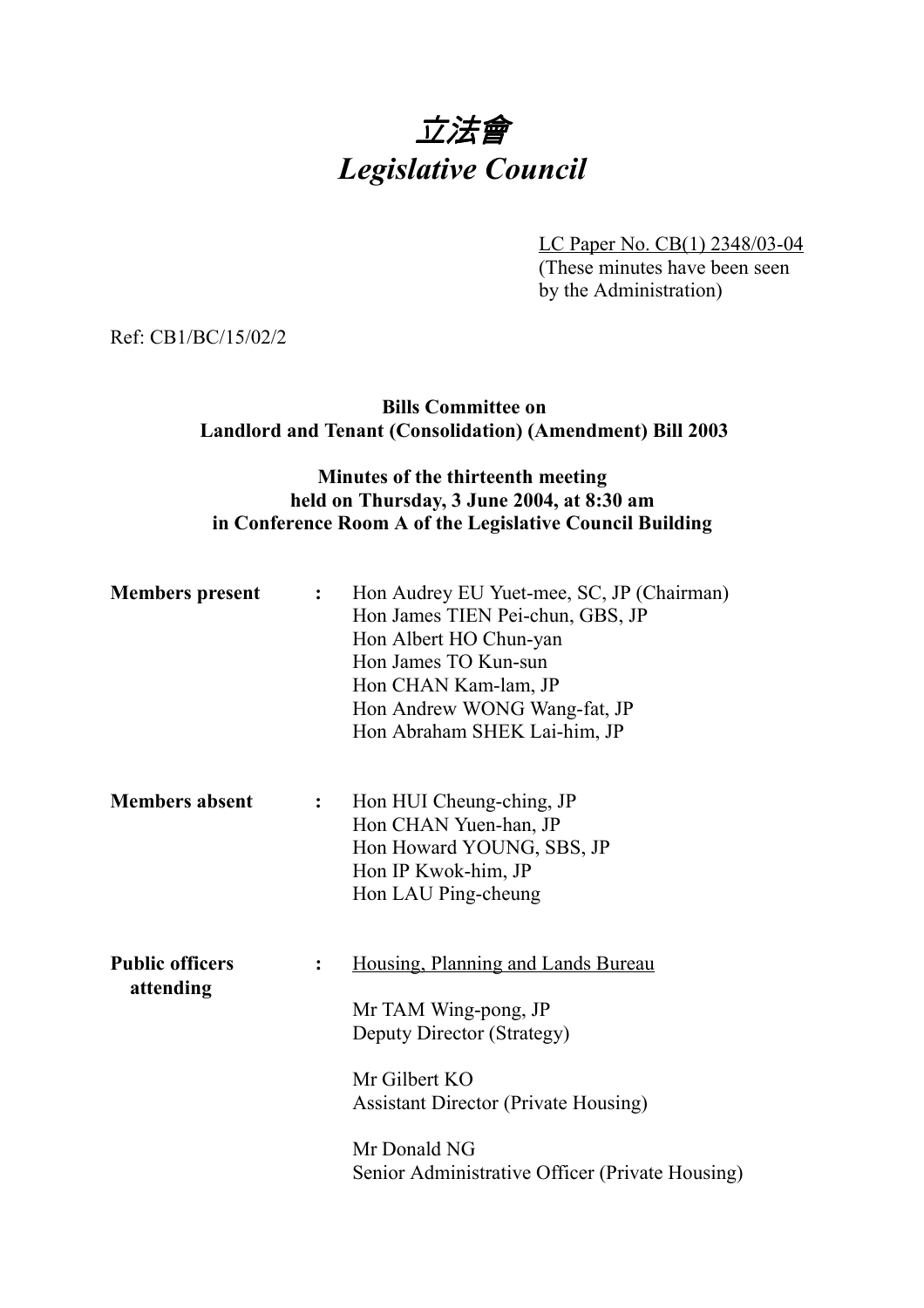# *立法會*
# *Legislative Council*

LC Paper No. CB(1) 2348/03-04
(These minutes have been seen by the Administration)

Ref: CB1/BC/15/02/2

**Bills Committee on**
**Landlord and Tenant (Consolidation) (Amendment) Bill 2003**

**Minutes of the thirteenth meeting**
**held on Thursday, 3 June 2004, at 8:30 am**
**in Conference Room A of the Legislative Council Building**

**Members present** : Hon Audrey EU Yuet-mee, SC, JP (Chairman)
Hon James TIEN Pei-chun, GBS, JP
Hon Albert HO Chun-yan
Hon James TO Kun-sun
Hon CHAN Kam-lam, JP
Hon Andrew WONG Wang-fat, JP
Hon Abraham SHEK Lai-him, JP

**Members absent** : Hon HUI Cheung-ching, JP
Hon CHAN Yuen-han, JP
Hon Howard YOUNG, SBS, JP
Hon IP Kwok-him, JP
Hon LAU Ping-cheung

**Public officers attending** : Housing, Planning and Lands Bureau

Mr TAM Wing-pong, JP
Deputy Director (Strategy)

Mr Gilbert KO
Assistant Director (Private Housing)

Mr Donald NG
Senior Administrative Officer (Private Housing)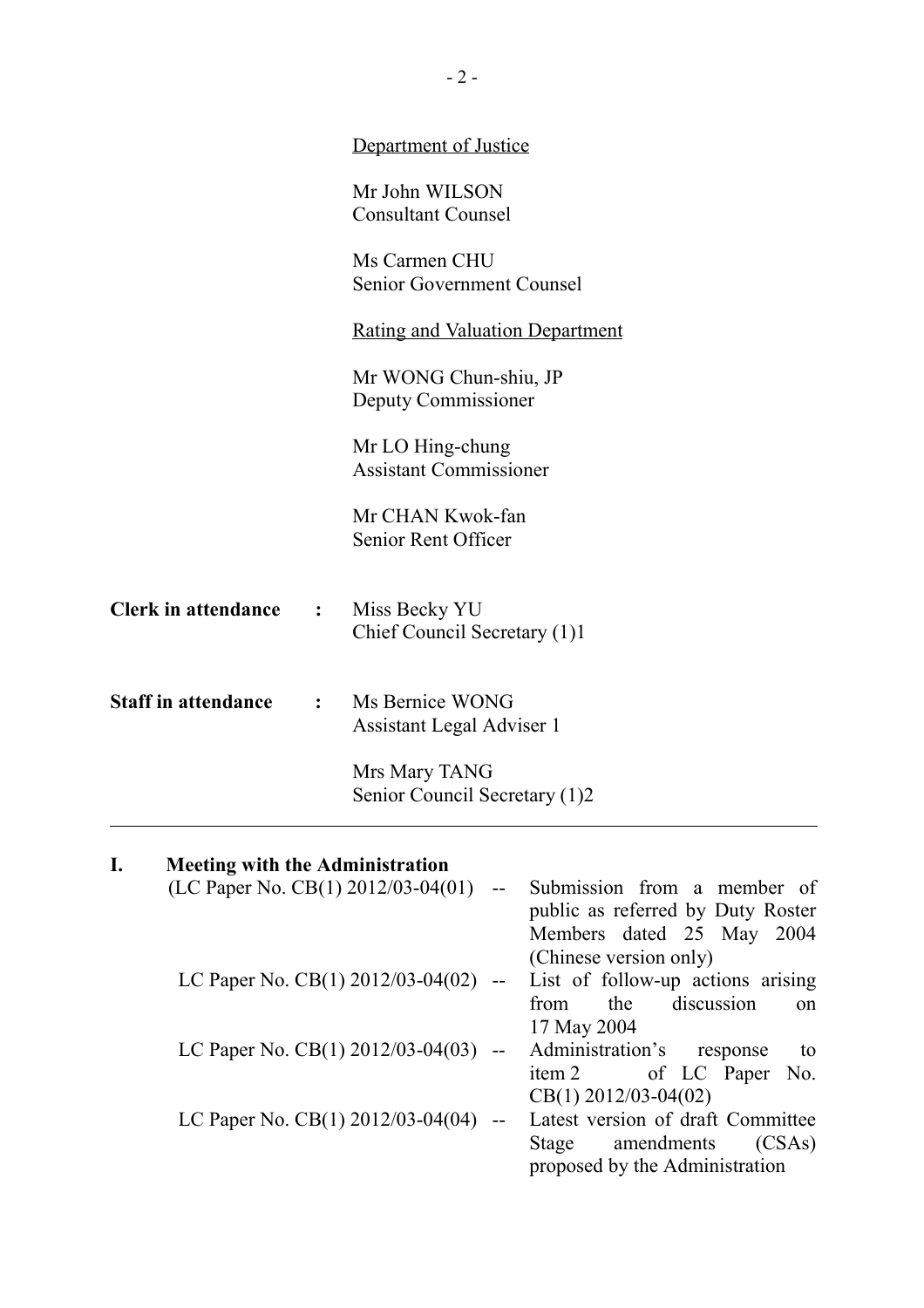Department of Justice

Mr John WILSON
Consultant Counsel

Ms Carmen CHU
Senior Government Counsel

Rating and Valuation Department

Mr WONG Chun-shiu, JP
Deputy Commissioner

Mr LO Hing-chung
Assistant Commissioner

Mr CHAN Kwok-fan
Senior Rent Officer

**Clerk in attendance** : Miss Becky YU
Chief Council Secretary (1)1

**Staff in attendance** : Ms Bernice WONG
Assistant Legal Adviser 1

Mrs Mary TANG
Senior Council Secretary (1)2

---

## I. Meeting with the Administration

(LC Paper No. CB(1) 2012/03-04(01) -- Submission from a member of public as referred by Duty Roster Members dated 25 May 2004 (Chinese version only)

LC Paper No. CB(1) 2012/03-04(02) -- List of follow-up actions arising from the discussion on 17 May 2004

LC Paper No. CB(1) 2012/03-04(03) -- Administration's response to item 2 of LC Paper No. CB(1) 2012/03-04(02)

LC Paper No. CB(1) 2012/03-04(04) -- Latest version of draft Committee Stage amendments (CSAs) proposed by the Administration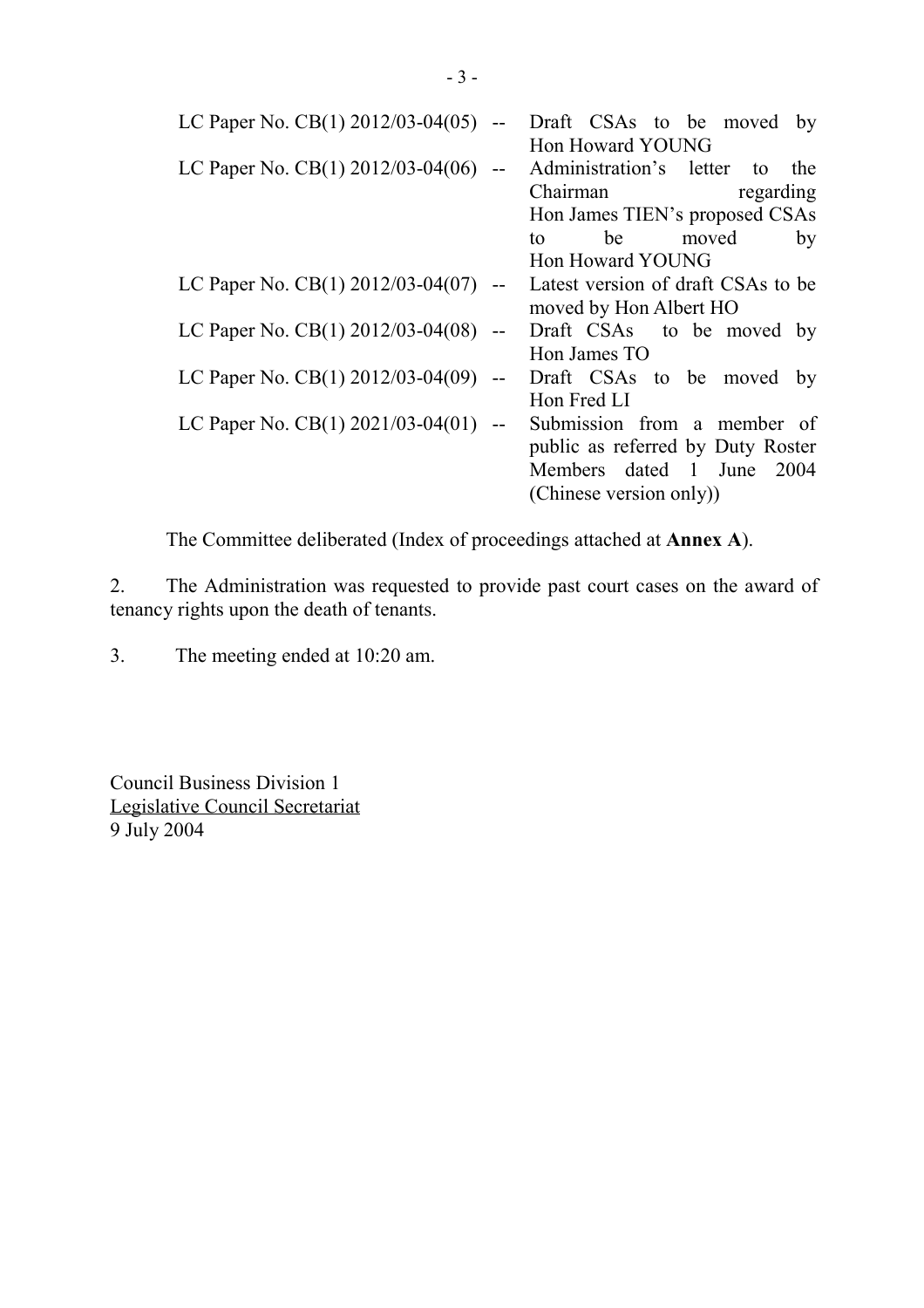| | | |
|---|---|---|
| LC Paper No. CB(1) 2012/03-04(05) | -- | Draft CSAs to be moved by Hon Howard YOUNG |
| LC Paper No. CB(1) 2012/03-04(06) | -- | Administration's letter to the Chairman regarding Hon James TIEN's proposed CSAs to be moved by Hon Howard YOUNG |
| LC Paper No. CB(1) 2012/03-04(07) | -- | Latest version of draft CSAs to be moved by Hon Albert HO |
| LC Paper No. CB(1) 2012/03-04(08) | -- | Draft CSAs to be moved by Hon James TO |
| LC Paper No. CB(1) 2012/03-04(09) | -- | Draft CSAs to be moved by Hon Fred LI |
| LC Paper No. CB(1) 2021/03-04(01) | -- | Submission from a member of public as referred by Duty Roster Members dated 1 June 2004 (Chinese version only)) |

The Committee deliberated (Index of proceedings attached at **Annex A**).

2. The Administration was requested to provide past court cases on the award of tenancy rights upon the death of tenants.

3. The meeting ended at 10:20 am.

Council Business Division 1
Legislative Council Secretariat
9 July 2004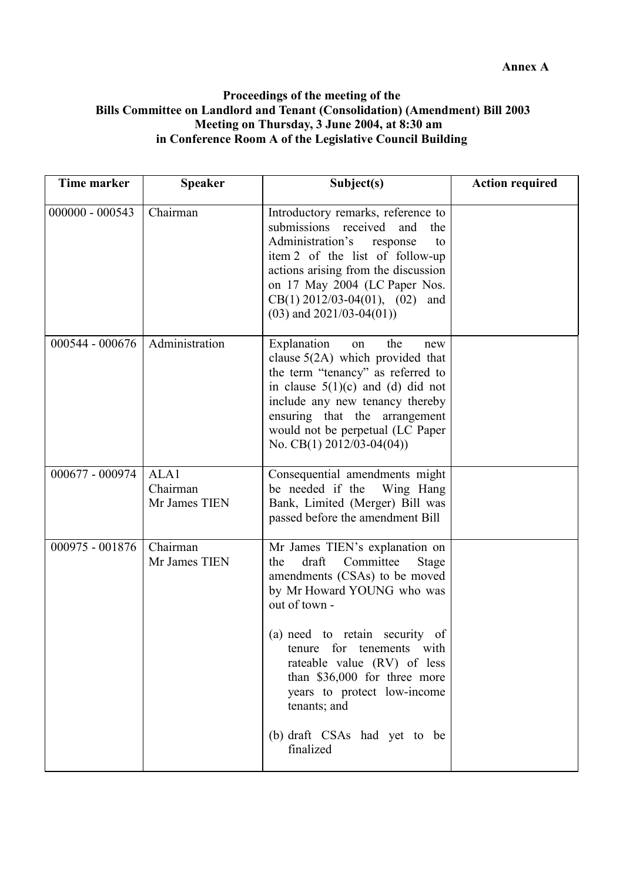**Annex A**

**Proceedings of the meeting of the**
**Bills Committee on Landlord and Tenant (Consolidation) (Amendment) Bill 2003**
**Meeting on Thursday, 3 June 2004, at 8:30 am**
**in Conference Room A of the Legislative Council Building**

| Time marker | Speaker | Subject(s) | Action required |
|---|---|---|---|
| 000000 - 000543 | Chairman | Introductory remarks, reference to submissions received and the Administration's response to item 2 of the list of follow-up actions arising from the discussion on 17 May 2004 (LC Paper Nos. CB(1) 2012/03-04(01), (02) and (03) and 2021/03-04(01)) | |
| 000544 - 000676 | Administration | Explanation on the new clause 5(2A) which provided that the term "tenancy" as referred to in clause 5(1)(c) and (d) did not include any new tenancy thereby ensuring that the arrangement would not be perpetual (LC Paper No. CB(1) 2012/03-04(04)) | |
| 000677 - 000974 | ALA1<br>Chairman<br>Mr James TIEN | Consequential amendments might be needed if the Wing Hang Bank, Limited (Merger) Bill was passed before the amendment Bill | |
| 000975 - 001876 | Chairman<br>Mr James TIEN | Mr James TIEN's explanation on the draft Committee Stage amendments (CSAs) to be moved by Mr Howard YOUNG who was out of town -<br><br>(a) need to retain security of tenure for tenements with rateable value (RV) of less than \$36,000 for three more years to protect low-income tenants; and<br><br>(b) draft CSAs had yet to be finalized | |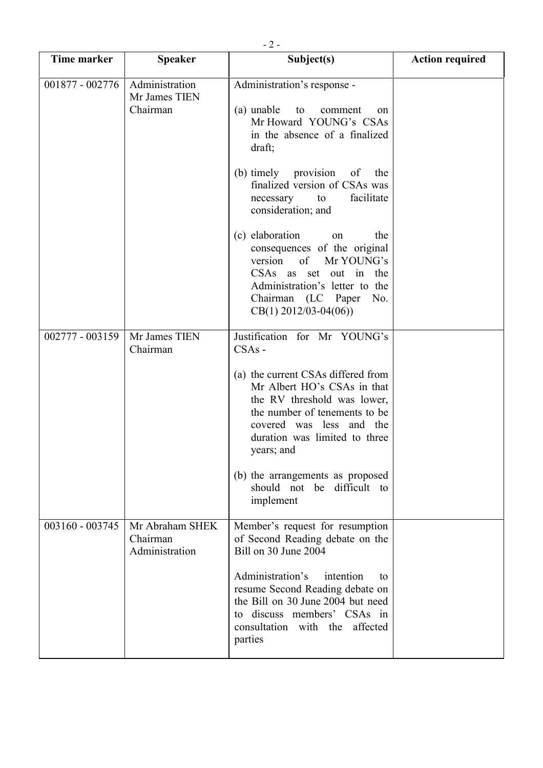| Time marker | Speaker | Subject(s) | Action required |
|---|---|---|---|
| 001877 - 002776 | Administration<br>Mr James TIEN<br>Chairman | Administration's response -<br><br>(a) unable to comment on Mr Howard YOUNG's CSAs in the absence of a finalized draft;<br><br>(b) timely provision of the finalized version of CSAs was necessary to facilitate consideration; and<br><br>(c) elaboration on the consequences of the original version of Mr YOUNG's CSAs as set out in the Administration's letter to the Chairman (LC Paper No. CB(1) 2012/03-04(06)) | |
| 002777 - 003159 | Mr James TIEN<br>Chairman | Justification for Mr YOUNG's CSAs -<br><br>(a) the current CSAs differed from Mr Albert HO's CSAs in that the RV threshold was lower, the number of tenements to be covered was less and the duration was limited to three years; and<br><br>(b) the arrangements as proposed should not be difficult to implement | |
| 003160 - 003745 | Mr Abraham SHEK<br>Chairman<br>Administration | Member's request for resumption of Second Reading debate on the Bill on 30 June 2004<br><br>Administration's intention to resume Second Reading debate on the Bill on 30 June 2004 but need to discuss members' CSAs in consultation with the affected parties | |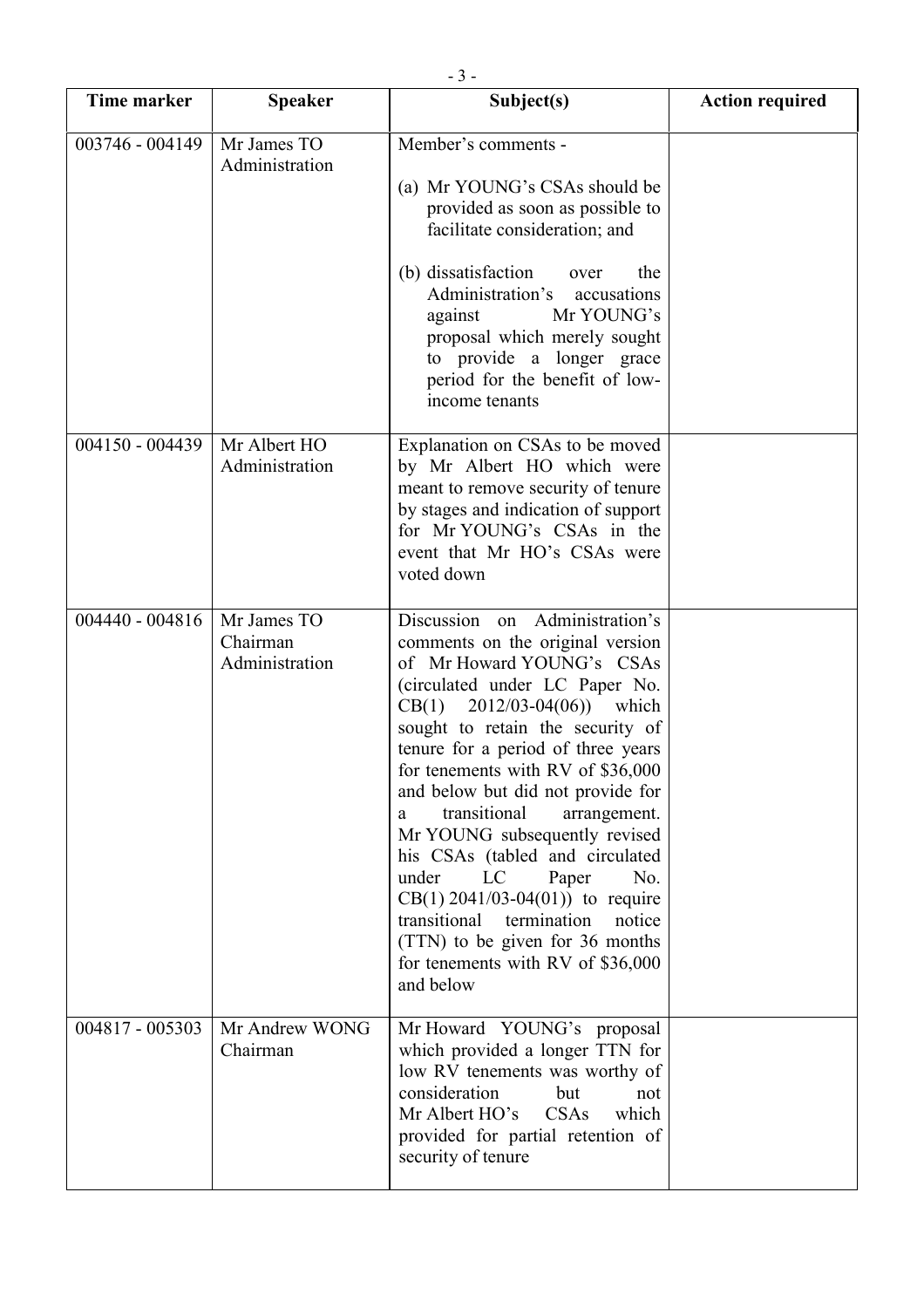| Time marker | Speaker | Subject(s) | Action required |
|---|---|---|---|
| 003746 - 004149 | Mr James TO<br>Administration | Member's comments -<br><br>(a) Mr YOUNG's CSAs should be provided as soon as possible to facilitate consideration; and<br><br>(b) dissatisfaction over the Administration's accusations against Mr YOUNG's proposal which merely sought to provide a longer grace period for the benefit of low-income tenants | |
| 004150 - 004439 | Mr Albert HO<br>Administration | Explanation on CSAs to be moved by Mr Albert HO which were meant to remove security of tenure by stages and indication of support for Mr YOUNG's CSAs in the event that Mr HO's CSAs were voted down | |
| 004440 - 004816 | Mr James TO<br>Chairman<br>Administration | Discussion on Administration's comments on the original version of Mr Howard YOUNG's CSAs (circulated under LC Paper No. CB(1) 2012/03-04(06)) which sought to retain the security of tenure for a period of three years for tenements with RV of $36,000 and below but did not provide for a transitional arrangement. Mr YOUNG subsequently revised his CSAs (tabled and circulated under LC Paper No. CB(1) 2041/03-04(01)) to require transitional termination notice (TTN) to be given for 36 months for tenements with RV of $36,000 and below | |
| 004817 - 005303 | Mr Andrew WONG<br>Chairman | Mr Howard YOUNG's proposal which provided a longer TTN for low RV tenements was worthy of consideration but not Mr Albert HO's CSAs which provided for partial retention of security of tenure | |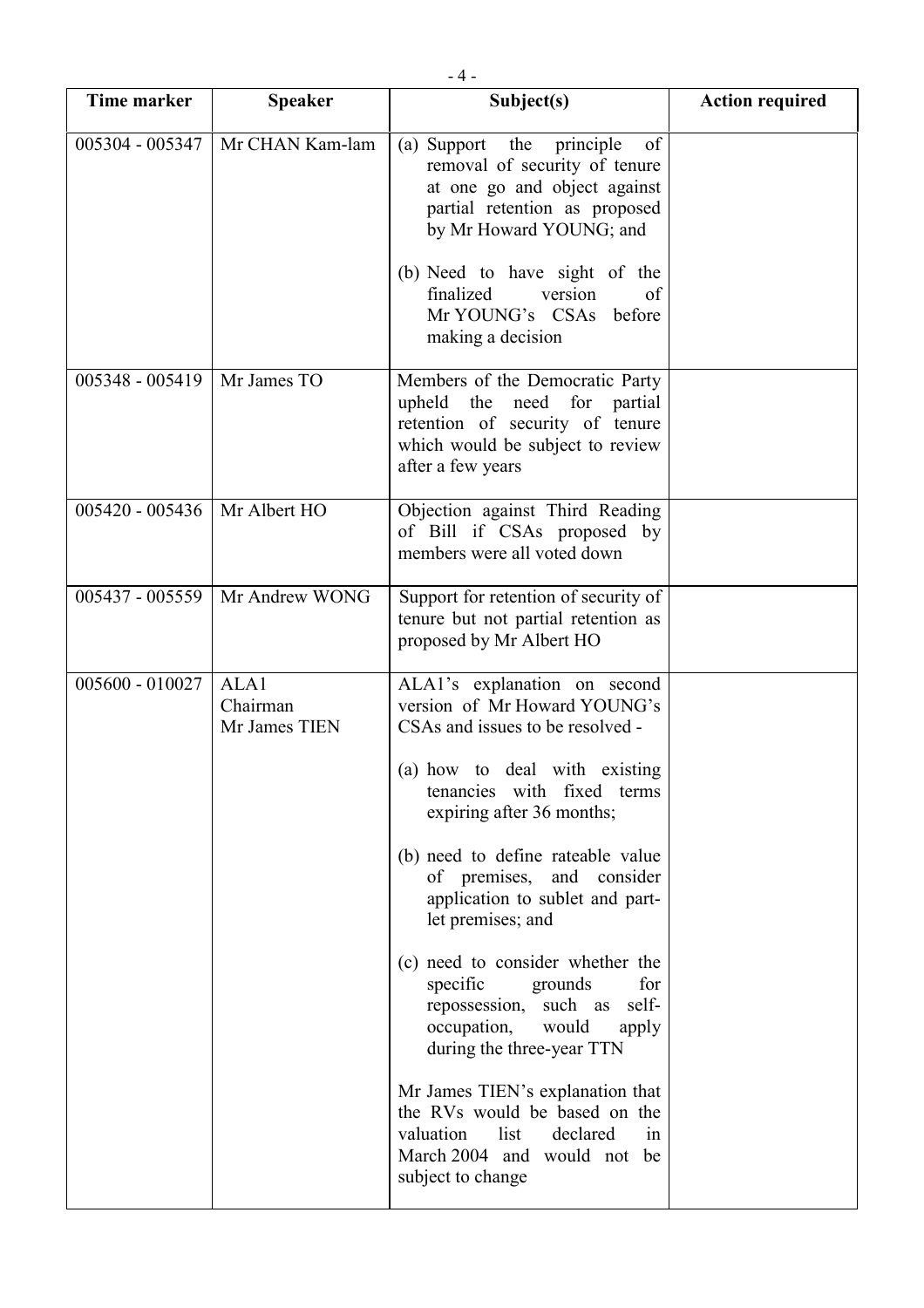| Time marker | Speaker | Subject(s) | Action required |
|---|---|---|---|
| 005304 - 005347 | Mr CHAN Kam-lam | (a) Support the principle of removal of security of tenure at one go and object against partial retention as proposed by Mr Howard YOUNG; and<br><br>(b) Need to have sight of the finalized version of Mr YOUNG's CSAs before making a decision | |
| 005348 - 005419 | Mr James TO | Members of the Democratic Party upheld the need for partial retention of security of tenure which would be subject to review after a few years | |
| 005420 - 005436 | Mr Albert HO | Objection against Third Reading of Bill if CSAs proposed by members were all voted down | |
| 005437 - 005559 | Mr Andrew WONG | Support for retention of security of tenure but not partial retention as proposed by Mr Albert HO | |
| 005600 - 010027 | ALA1<br>Chairman<br>Mr James TIEN | ALA1's explanation on second version of Mr Howard YOUNG's CSAs and issues to be resolved -<br><br>(a) how to deal with existing tenancies with fixed terms expiring after 36 months;<br><br>(b) need to define rateable value of premises, and consider application to sublet and part-let premises; and<br><br>(c) need to consider whether the specific grounds for repossession, such as self-occupation, would apply during the three-year TTN<br><br>Mr James TIEN's explanation that the RVs would be based on the valuation list declared in March 2004 and would not be subject to change | |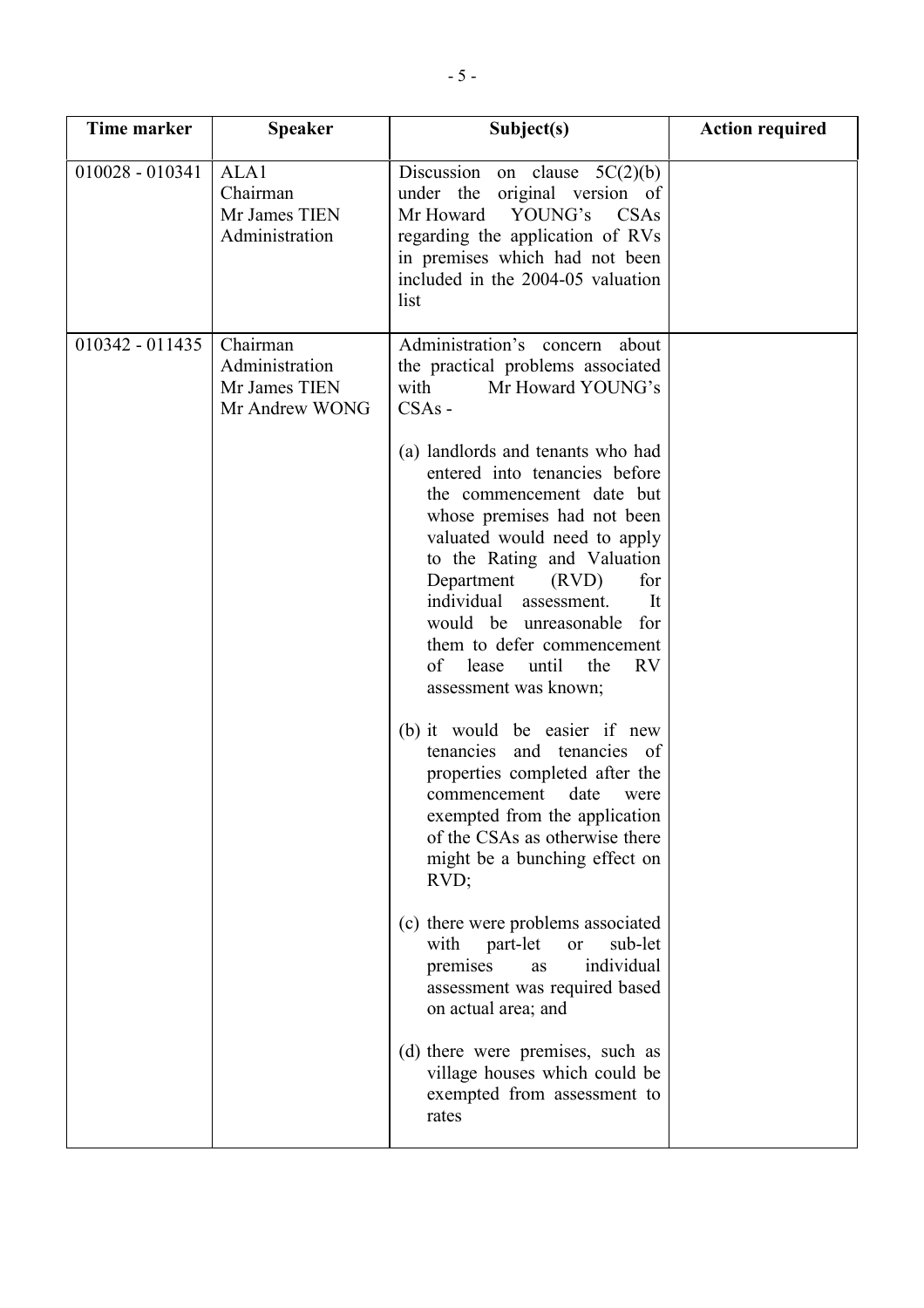| Time marker | Speaker | Subject(s) | Action required |
|---|---|---|---|
| 010028 - 010341 | ALA1<br>Chairman<br>Mr James TIEN<br>Administration | Discussion on clause 5C(2)(b) under the original version of Mr Howard YOUNG's CSAs regarding the application of RVs in premises which had not been included in the 2004-05 valuation list | |
| 010342 - 011435 | Chairman<br>Administration<br>Mr James TIEN<br>Mr Andrew WONG | Administration's concern about the practical problems associated with Mr Howard YOUNG's CSAs -<br><br>(a) landlords and tenants who had entered into tenancies before the commencement date but whose premises had not been valuated would need to apply to the Rating and Valuation Department (RVD) for individual assessment. It would be unreasonable for them to defer commencement of lease until the RV assessment was known;<br><br>(b) it would be easier if new tenancies and tenancies of properties completed after the commencement date were exempted from the application of the CSAs as otherwise there might be a bunching effect on RVD;<br><br>(c) there were problems associated with part-let or sub-let premises as individual assessment was required based on actual area; and<br><br>(d) there were premises, such as village houses which could be exempted from assessment to rates | |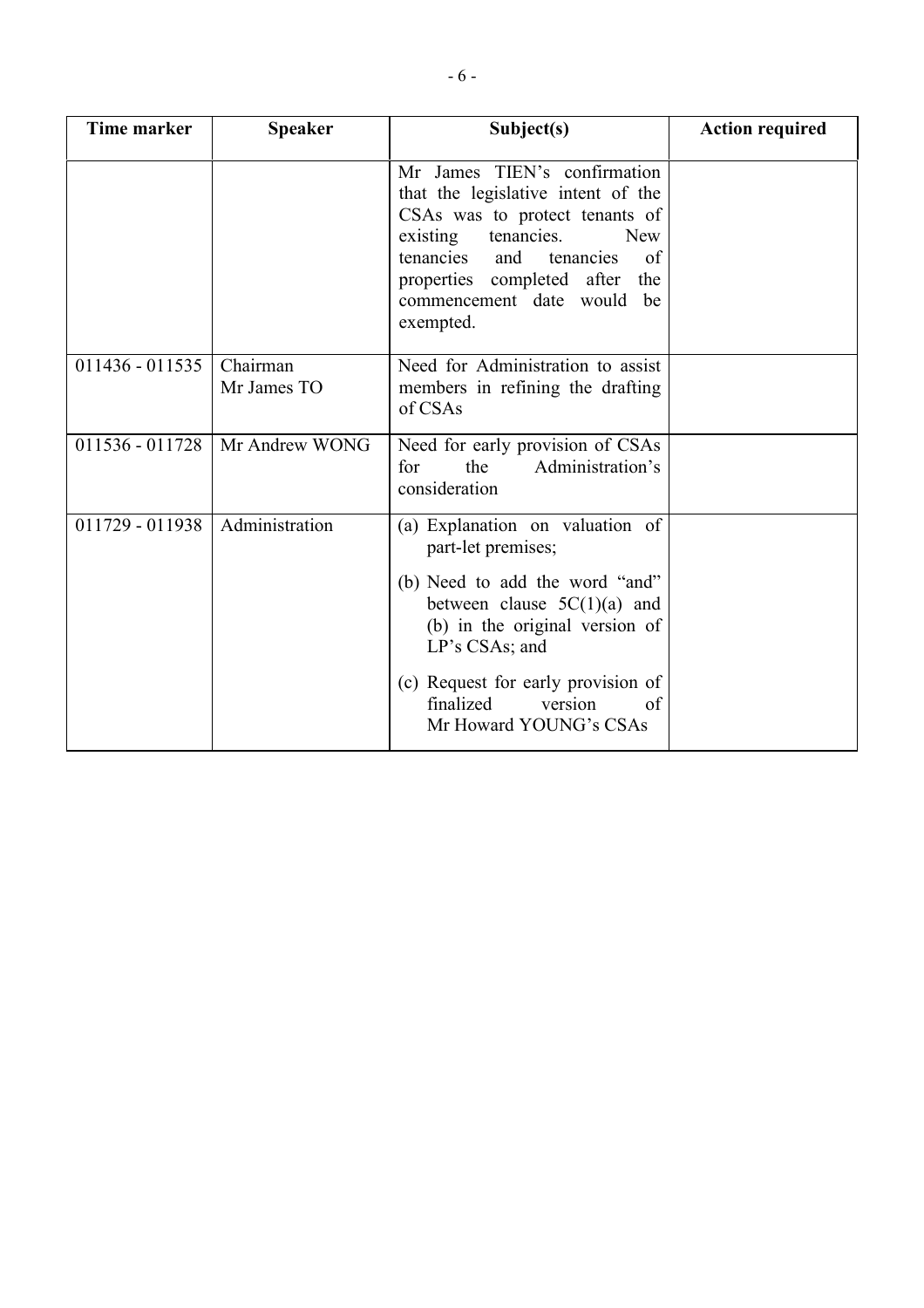| Time marker | Speaker | Subject(s) | Action required |
|---|---|---|---|
| | | Mr James TIEN's confirmation that the legislative intent of the CSAs was to protect tenants of existing tenancies. New tenancies and tenancies of properties completed after the commencement date would be exempted. | |
| 011436 - 011535 | Chairman<br>Mr James TO | Need for Administration to assist members in refining the drafting of CSAs | |
| 011536 - 011728 | Mr Andrew WONG | Need for early provision of CSAs for the Administration's consideration | |
| 011729 - 011938 | Administration | (a) Explanation on valuation of part-let premises;<br><br>(b) Need to add the word "and" between clause 5C(1)(a) and (b) in the original version of LP's CSAs; and<br><br>(c) Request for early provision of finalized version of Mr Howard YOUNG's CSAs | |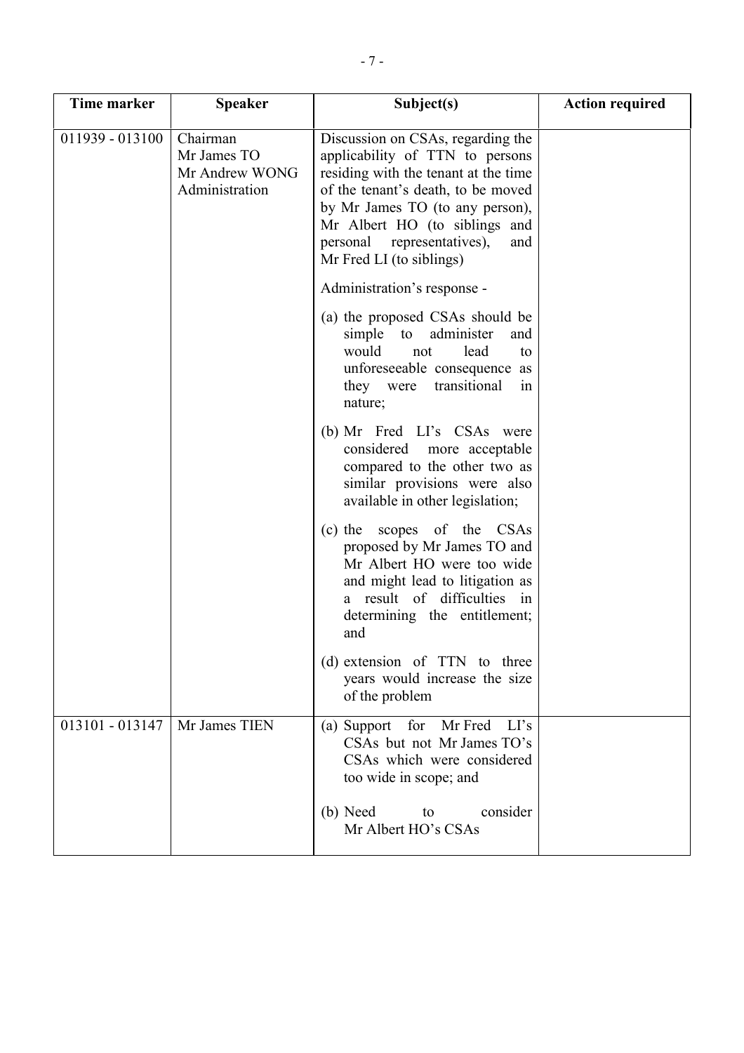| Time marker | Speaker | Subject(s) | Action required |
|---|---|---|---|
| 011939 - 013100 | Chairman<br>Mr James TO<br>Mr Andrew WONG<br>Administration | Discussion on CSAs, regarding the applicability of TTN to persons residing with the tenant at the time of the tenant's death, to be moved by Mr James TO (to any person), Mr Albert HO (to siblings and personal representatives), and Mr Fred LI (to siblings)<br><br>Administration's response -<br><br>(a) the proposed CSAs should be simple to administer and would not lead to unforeseeable consequence as they were transitional in nature;<br><br>(b) Mr Fred LI's CSAs were considered more acceptable compared to the other two as similar provisions were also available in other legislation;<br><br>(c) the scopes of the CSAs proposed by Mr James TO and Mr Albert HO were too wide and might lead to litigation as a result of difficulties in determining the entitlement; and<br><br>(d) extension of TTN to three years would increase the size of the problem | |
| 013101 - 013147 | Mr James TIEN | (a) Support for Mr Fred LI's CSAs but not Mr James TO's CSAs which were considered too wide in scope; and<br><br>(b) Need to consider Mr Albert HO's CSAs | |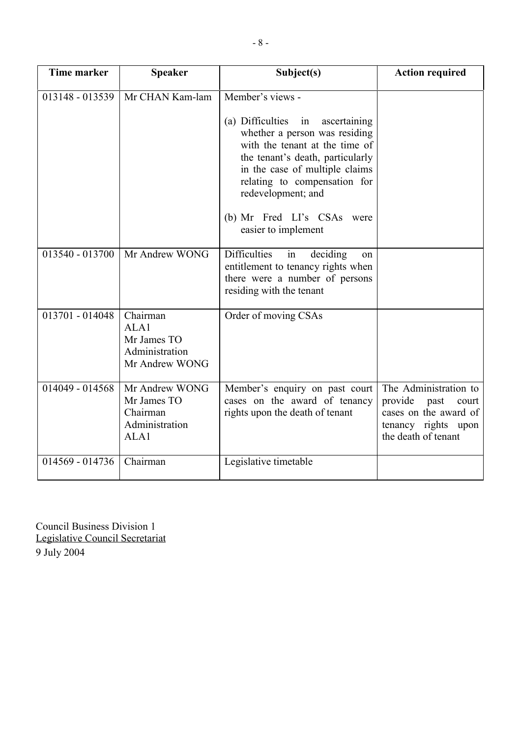| Time marker | Speaker | Subject(s) | Action required |
|---|---|---|---|
| 013148 - 013539 | Mr CHAN Kam-lam | Member's views - (a) Difficulties in ascertaining whether a person was residing with the tenant at the time of the tenant's death, particularly in the case of multiple claims relating to compensation for redevelopment; and (b) Mr Fred LI's CSAs were easier to implement | |
| 013540 - 013700 | Mr Andrew WONG | Difficulties in deciding on entitlement to tenancy rights when there were a number of persons residing with the tenant | |
| 013701 - 014048 | Chairman<br>ALA1<br>Mr James TO<br>Administration<br>Mr Andrew WONG | Order of moving CSAs | |
| 014049 - 014568 | Mr Andrew WONG<br>Mr James TO<br>Chairman<br>Administration<br>ALA1 | Member's enquiry on past court cases on the award of tenancy rights upon the death of tenant | The Administration to provide past court cases on the award of tenancy rights upon the death of tenant |
| 014569 - 014736 | Chairman | Legislative timetable | |

Council Business Division 1
Legislative Council Secretariat
9 July 2004